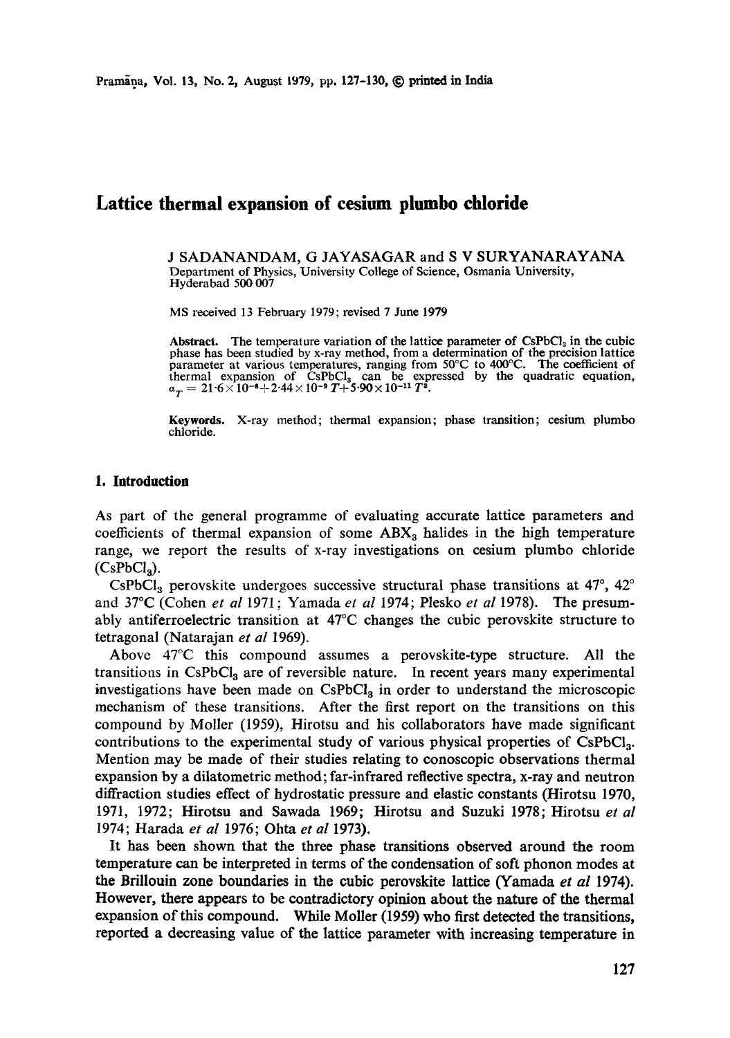# Lattice thermal expansion of cesium plumbo chloride

J SADANANDAM, G JAYASAGAR and S V SURYANARAYANA

Department of Physics, University College of Science, Osmania University, Hyderabad 500 007

MS received 13 February 1979; revised 7 June 1979

**Abstract.** The temperature variation of the lattice parameter of $CsPbCl_3$ in the cubic phase has been studied by x-ray method, from a determination of the precision lattice parameter at various temperatures, ranging from 50°C to 400°C. The coefficient of thermal expansion of $CsPbCl_3$ can be expressed by the quadratic equation, $a_T = 21.6 \times 10^{-6} + 2.44 \times 10^{-9}\, T + 5.90 \times 10^{-11}\, T^2$.

**Keywords.** X-ray method; thermal expansion; phase transition; cesium plumbo chloride.

## 1. Introduction

As part of the general programme of evaluating accurate lattice parameters and coefficients of thermal expansion of some $ABX_3$ halides in the high temperature range, we report the results of x-ray investigations on cesium plumbo chloride ($CsPbCl_3$).

$CsPbCl_3$ perovskite undergoes successive structural phase transitions at 47°, 42° and 37°C (Cohen *et al* 1971; Yamada *et al* 1974; Plesko *et al* 1978). The presumably antiferroelectric transition at 47°C changes the cubic perovskite structure to tetragonal (Natarajan *et al* 1969).

Above 47°C this compound assumes a perovskite-type structure. All the transitions in $CsPbCl_3$ are of reversible nature. In recent years many experimental investigations have been made on $CsPbCl_3$ in order to understand the microscopic mechanism of these transitions. After the first report on the transitions on this compound by Moller (1959), Hirotsu and his collaborators have made significant contributions to the experimental study of various physical properties of $CsPbCl_3$. Mention may be made of their studies relating to conoscopic observations thermal expansion by a dilatometric method; far-infrared reflective spectra, x-ray and neutron diffraction studies effect of hydrostatic pressure and elastic constants (Hirotsu 1970, 1971, 1972; Hirotsu and Sawada 1969; Hirotsu and Suzuki 1978; Hirotsu *et al* 1974; Harada *et al* 1976; Ohta *et al* 1973).

It has been shown that the three phase transitions observed around the room temperature can be interpreted in terms of the condensation of soft phonon modes at the Brillouin zone boundaries in the cubic perovskite lattice (Yamada *et al* 1974). However, there appears to be contradictory opinion about the nature of the thermal expansion of this compound. While Moller (1959) who first detected the transitions, reported a decreasing value of the lattice parameter with increasing temperature in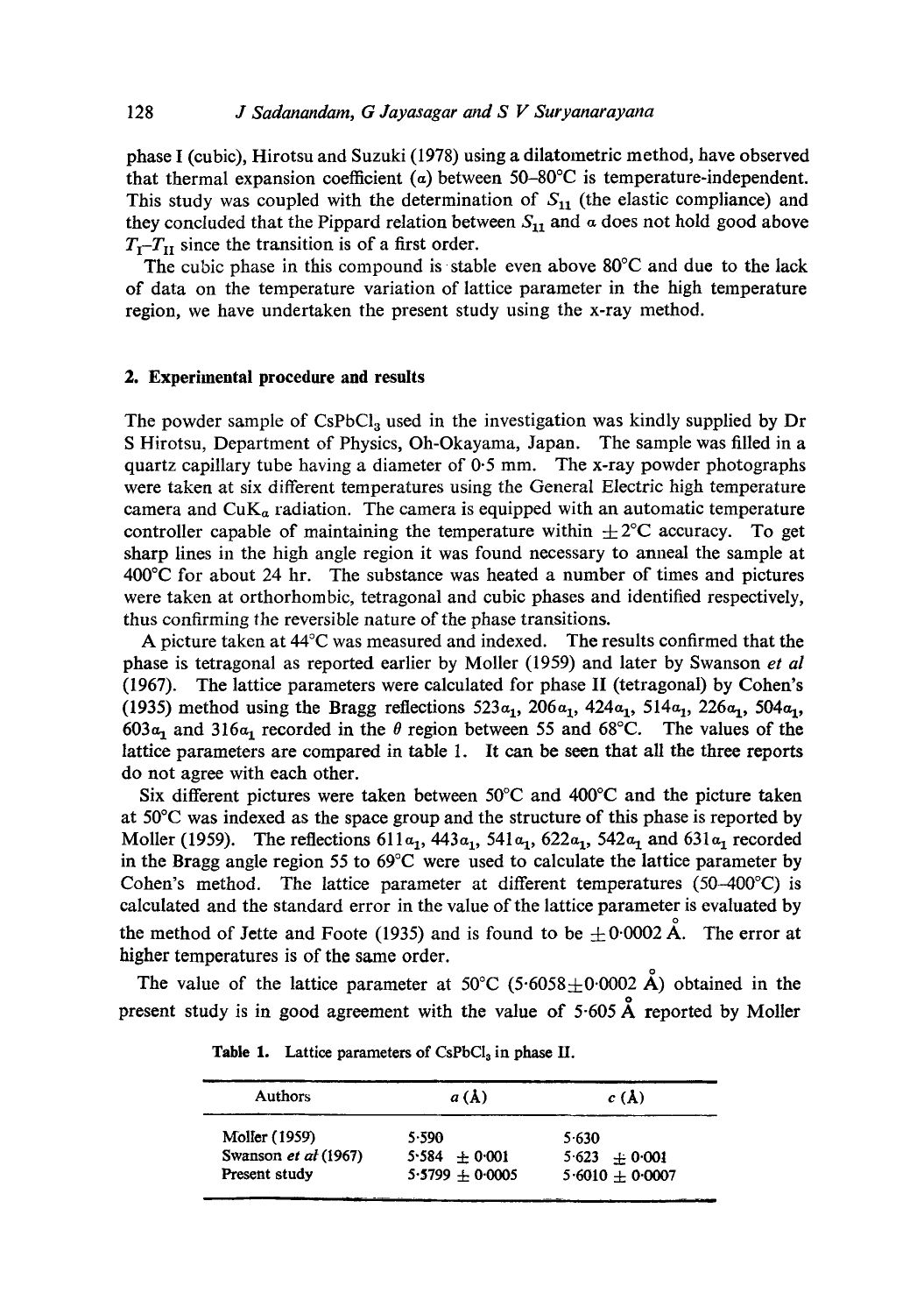phase I (cubic), Hirotsu and Suzuki (1978) using a dilatometric method, have observed that thermal expansion coefficient ($\alpha$) between 50–80°C is temperature-independent. This study was coupled with the determination of $S_{11}$ (the elastic compliance) and they concluded that the Pippard relation between $S_{11}$ and $\alpha$ does not hold good above $T_I$–$T_{II}$ since the transition is of a first order.

The cubic phase in this compound is stable even above 80°C and due to the lack of data on the temperature variation of lattice parameter in the high temperature region, we have undertaken the present study using the x-ray method.

## 2. Experimental procedure and results

The powder sample of $CsPbCl_3$ used in the investigation was kindly supplied by Dr S Hirotsu, Department of Physics, Oh-Okayama, Japan. The sample was filled in a quartz capillary tube having a diameter of 0·5 mm. The x-ray powder photographs were taken at six different temperatures using the General Electric high temperature camera and $CuK_\alpha$ radiation. The camera is equipped with an automatic temperature controller capable of maintaining the temperature within ±2°C accuracy. To get sharp lines in the high angle region it was found necessary to anneal the sample at 400°C for about 24 hr. The substance was heated a number of times and pictures were taken at orthorhombic, tetragonal and cubic phases and identified respectively, thus confirming the reversible nature of the phase transitions.

A picture taken at 44°C was measured and indexed. The results confirmed that the phase is tetragonal as reported earlier by Moller (1959) and later by Swanson *et al* (1967). The lattice parameters were calculated for phase II (tetragonal) by Cohen's (1935) method using the Bragg reflections $523\alpha_1$, $206\alpha_1$, $424\alpha_1$, $514\alpha_1$, $226\alpha_1$, $504\alpha_1$, $603\alpha_1$ and $316\alpha_1$ recorded in the $\theta$ region between 55 and 68°C. The values of the lattice parameters are compared in table 1. It can be seen that all the three reports do not agree with each other.

Six different pictures were taken between 50°C and 400°C and the picture taken at 50°C was indexed as the space group and the structure of this phase is reported by Moller (1959). The reflections $611\alpha_1$, $443\alpha_1$, $541\alpha_1$, $622\alpha_1$, $542\alpha_1$ and $631\alpha_1$ recorded in the Bragg angle region 55 to 69°C were used to calculate the lattice parameter by Cohen's method. The lattice parameter at different temperatures (50–400°C) is calculated and the standard error in the value of the lattice parameter is evaluated by the method of Jette and Foote (1935) and is found to be ±0·0002 Å. The error at higher temperatures is of the same order.

The value of the lattice parameter at 50°C (5·6058±0·0002 Å) obtained in the present study is in good agreement with the value of 5·605 Å reported by Moller

**Table 1.** Lattice parameters of $CsPbCl_3$ in phase II.

| Authors | $a$ (Å) | $c$ (Å) |
|---|---|---|
| Moller (1959) | 5·590 | 5·630 |
| Swanson *et al* (1967) | 5·584 ± 0·001 | 5·623 ± 0·001 |
| Present study | 5·5799 ± 0·0005 | 5·6010 ± 0·0007 |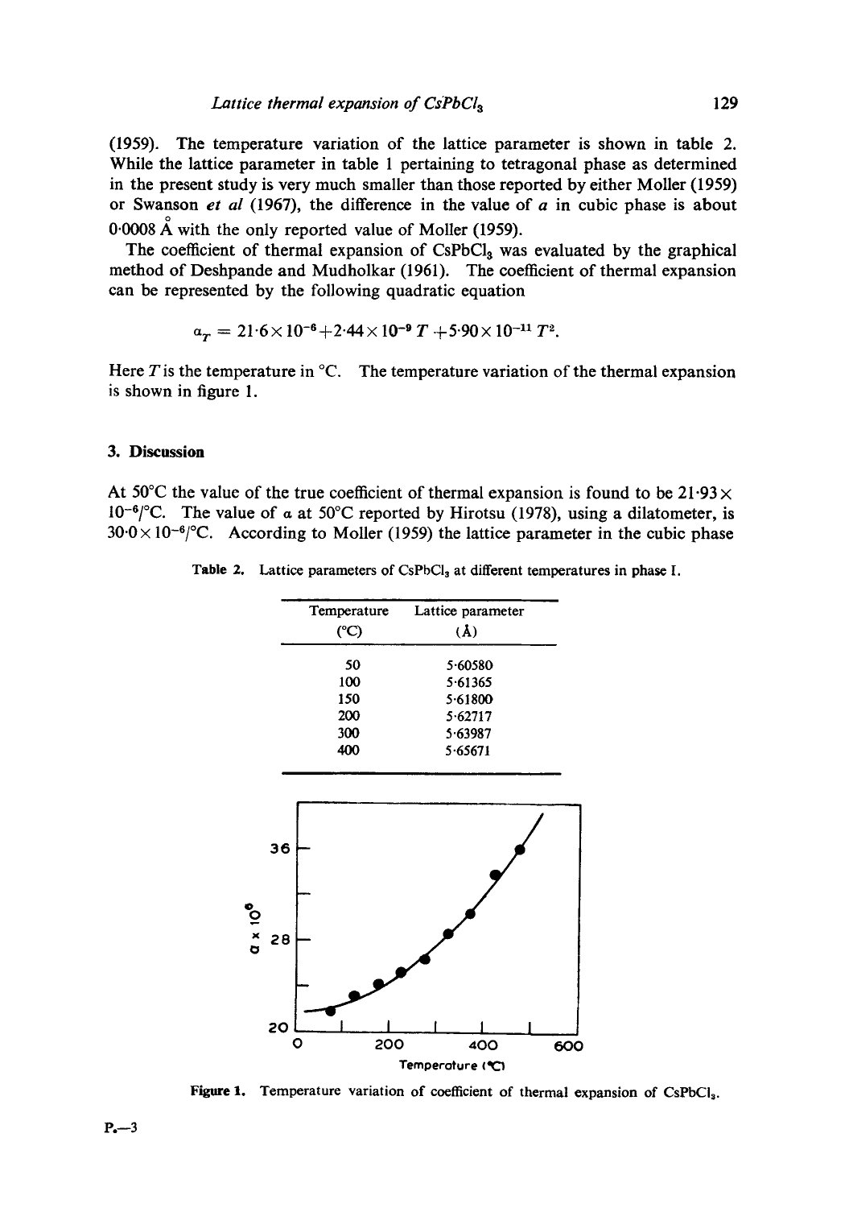(1959). The temperature variation of the lattice parameter is shown in table 2. While the lattice parameter in table 1 pertaining to tetragonal phase as determined in the present study is very much smaller than those reported by either Moller (1959) or Swanson *et al* (1967), the difference in the value of $a$ in cubic phase is about 0·0008 Å with the only reported value of Moller (1959).

The coefficient of thermal expansion of $CsPbCl_3$ was evaluated by the graphical method of Deshpande and Mudholkar (1961). The coefficient of thermal expansion can be represented by the following quadratic equation

$$a_T = 21{\cdot}6\times 10^{-6}+2{\cdot}44\times 10^{-9}\, T+5{\cdot}90\times 10^{-11}\, T^2.$$

Here $T$ is the temperature in °C. The temperature variation of the thermal expansion is shown in figure 1.

## 3. Discussion

At 50°C the value of the true coefficient of thermal expansion is found to be $21{\cdot}93\times 10^{-6}$/°C. The value of $a$ at 50°C reported by Hirotsu (1978), using a dilatometer, is $30{\cdot}0\times 10^{-6}$/°C. According to Moller (1959) the lattice parameter in the cubic phase

**Table 2.** Lattice parameters of $CsPbCl_3$ at different temperatures in phase I.

| Temperature (°C) | Lattice parameter (Å) |
|---|---|
| 50 | 5·60580 |
| 100 | 5·61365 |
| 150 | 5·61800 |
| 200 | 5·62717 |
| 300 | 5·63987 |
| 400 | 5·65671 |

**Figure 1.** Temperature variation of coefficient of thermal expansion of $CsPbCl_3$.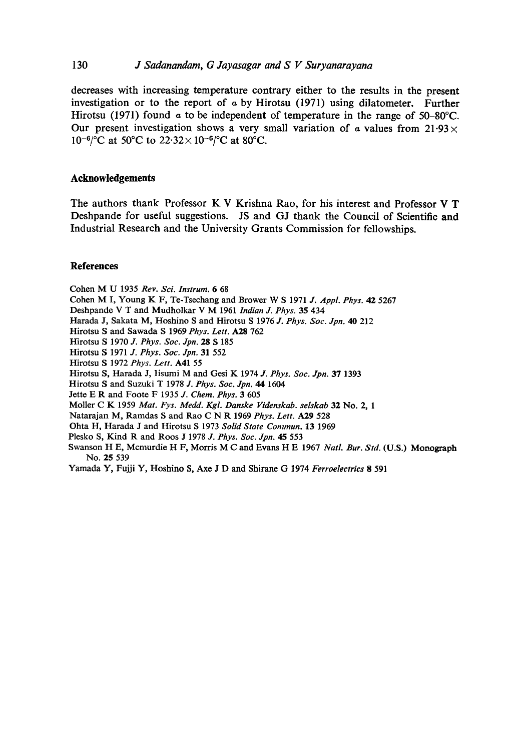decreases with increasing temperature contrary either to the results in the present investigation or to the report of $\alpha$ by Hirotsu (1971) using dilatometer. Further Hirotsu (1971) found $\alpha$ to be independent of temperature in the range of 50–80°C. Our present investigation shows a very small variation of $\alpha$ values from $21 \cdot 93 \times 10^{-6}$/°C at 50°C to $22 \cdot 32 \times 10^{-6}$/°C at 80°C.

## Acknowledgements

The authors thank Professor K V Krishna Rao, for his interest and Professor V T Deshpande for useful suggestions. JS and GJ thank the Council of Scientific and Industrial Research and the University Grants Commission for fellowships.

## References

Cohen M U 1935 *Rev. Sci. Instrum.* **6** 68

Cohen M I, Young K F, Te-Tsechang and Brower W S 1971 *J. Appl. Phys.* **42** 5267

Deshpande V T and Mudholkar V M 1961 *Indian J. Phys.* **35** 434

Harada J, Sakata M, Hoshino S and Hirotsu S 1976 *J. Phys. Soc. Jpn.* **40** 212

Hirotsu S and Sawada S 1969 *Phys. Lett.* **A28** 762

Hirotsu S 1970 *J. Phys. Soc. Jpn.* **28** S 185

Hirotsu S 1971 *J. Phys. Soc. Jpn.* **31** 552

Hirotsu S 1972 *Phys. Lett.* **A41** 55

Hirotsu S, Harada J, Iisumi M and Gesi K 1974 *J. Phys. Soc. Jpn.* **37** 1393

Hirotsu S and Suzuki T 1978 *J. Phys. Soc. Jpn.* **44** 1604

Jette E R and Foote F 1935 *J. Chem. Phys.* **3** 605

Moller C K 1959 *Mat. Fys. Medd. Kgl. Danske Videnskab. selskab* **32** No. 2, 1

Natarajan M, Ramdas S and Rao C N R 1969 *Phys. Lett.* **A29** 528

Ohta H, Harada J and Hirotsu S 1973 *Solid State Commun.* **13** 1969

Plesko S, Kind R and Roos J 1978 *J. Phys. Soc. Jpn.* **45** 553

Swanson H E, Mcmurdie H F, Morris M C and Evans H E 1967 *Natl. Bur. Std.* (U.S.) Monograph No. **25** 539

Yamada Y, Fujji Y, Hoshino S, Axe J D and Shirane G 1974 *Ferroelectrics* **8** 591